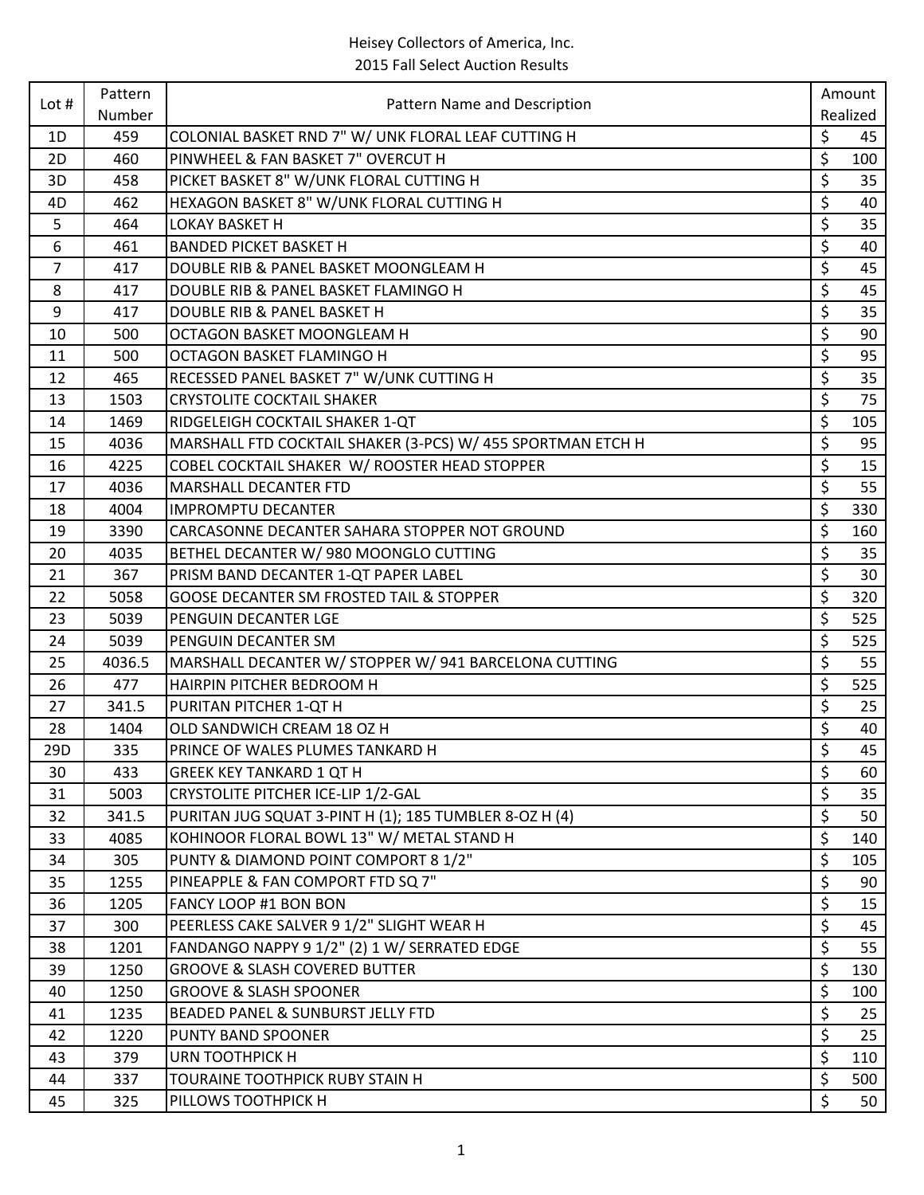Heisey Collectors of America, Inc.
2015 Fall Select Auction Results

| Lot # | Pattern Number | Pattern Name and Description | Amount Realized |
|---|---|---|---|
| 1D | 459 | COLONIAL BASKET RND 7" W/ UNK FLORAL LEAF CUTTING H | $ 45 |
| 2D | 460 | PINWHEEL & FAN BASKET 7" OVERCUT H | $ 100 |
| 3D | 458 | PICKET BASKET 8" W/UNK FLORAL CUTTING H | $ 35 |
| 4D | 462 | HEXAGON BASKET 8" W/UNK FLORAL CUTTING H | $ 40 |
| 5 | 464 | LOKAY BASKET H | $ 35 |
| 6 | 461 | BANDED PICKET BASKET H | $ 40 |
| 7 | 417 | DOUBLE RIB & PANEL BASKET MOONGLEAM H | $ 45 |
| 8 | 417 | DOUBLE RIB & PANEL BASKET FLAMINGO H | $ 45 |
| 9 | 417 | DOUBLE RIB & PANEL BASKET H | $ 35 |
| 10 | 500 | OCTAGON BASKET MOONGLEAM H | $ 90 |
| 11 | 500 | OCTAGON BASKET FLAMINGO H | $ 95 |
| 12 | 465 | RECESSED PANEL BASKET 7" W/UNK CUTTING H | $ 35 |
| 13 | 1503 | CRYSTOLITE COCKTAIL SHAKER | $ 75 |
| 14 | 1469 | RIDGELEIGH COCKTAIL SHAKER 1-QT | $ 105 |
| 15 | 4036 | MARSHALL FTD COCKTAIL SHAKER (3-PCS) W/ 455 SPORTMAN ETCH H | $ 95 |
| 16 | 4225 | COBEL COCKTAIL SHAKER W/ ROOSTER HEAD STOPPER | $ 15 |
| 17 | 4036 | MARSHALL DECANTER FTD | $ 55 |
| 18 | 4004 | IMPROMPTU DECANTER | $ 330 |
| 19 | 3390 | CARCASONNE DECANTER SAHARA STOPPER NOT GROUND | $ 160 |
| 20 | 4035 | BETHEL DECANTER W/ 980 MOONGLO CUTTING | $ 35 |
| 21 | 367 | PRISM BAND DECANTER 1-QT PAPER LABEL | $ 30 |
| 22 | 5058 | GOOSE DECANTER SM FROSTED TAIL & STOPPER | $ 320 |
| 23 | 5039 | PENGUIN DECANTER LGE | $ 525 |
| 24 | 5039 | PENGUIN DECANTER SM | $ 525 |
| 25 | 4036.5 | MARSHALL DECANTER W/ STOPPER W/ 941 BARCELONA CUTTING | $ 55 |
| 26 | 477 | HAIRPIN PITCHER BEDROOM H | $ 525 |
| 27 | 341.5 | PURITAN PITCHER 1-QT H | $ 25 |
| 28 | 1404 | OLD SANDWICH CREAM 18 OZ H | $ 40 |
| 29D | 335 | PRINCE OF WALES PLUMES TANKARD H | $ 45 |
| 30 | 433 | GREEK KEY TANKARD 1 QT H | $ 60 |
| 31 | 5003 | CRYSTOLITE PITCHER ICE-LIP 1/2-GAL | $ 35 |
| 32 | 341.5 | PURITAN JUG SQUAT 3-PINT H (1); 185 TUMBLER 8-OZ H (4) | $ 50 |
| 33 | 4085 | KOHINOOR FLORAL BOWL 13" W/ METAL STAND H | $ 140 |
| 34 | 305 | PUNTY & DIAMOND POINT COMPORT 8 1/2" | $ 105 |
| 35 | 1255 | PINEAPPLE & FAN COMPORT FTD SQ 7" | $ 90 |
| 36 | 1205 | FANCY LOOP #1 BON BON | $ 15 |
| 37 | 300 | PEERLESS CAKE SALVER 9 1/2" SLIGHT WEAR H | $ 45 |
| 38 | 1201 | FANDANGO NAPPY 9 1/2" (2) 1 W/ SERRATED EDGE | $ 55 |
| 39 | 1250 | GROOVE & SLASH COVERED BUTTER | $ 130 |
| 40 | 1250 | GROOVE & SLASH SPOONER | $ 100 |
| 41 | 1235 | BEADED PANEL & SUNBURST JELLY FTD | $ 25 |
| 42 | 1220 | PUNTY BAND SPOONER | $ 25 |
| 43 | 379 | URN TOOTHPICK H | $ 110 |
| 44 | 337 | TOURAINE TOOTHPICK RUBY STAIN H | $ 500 |
| 45 | 325 | PILLOWS TOOTHPICK H | $ 50 |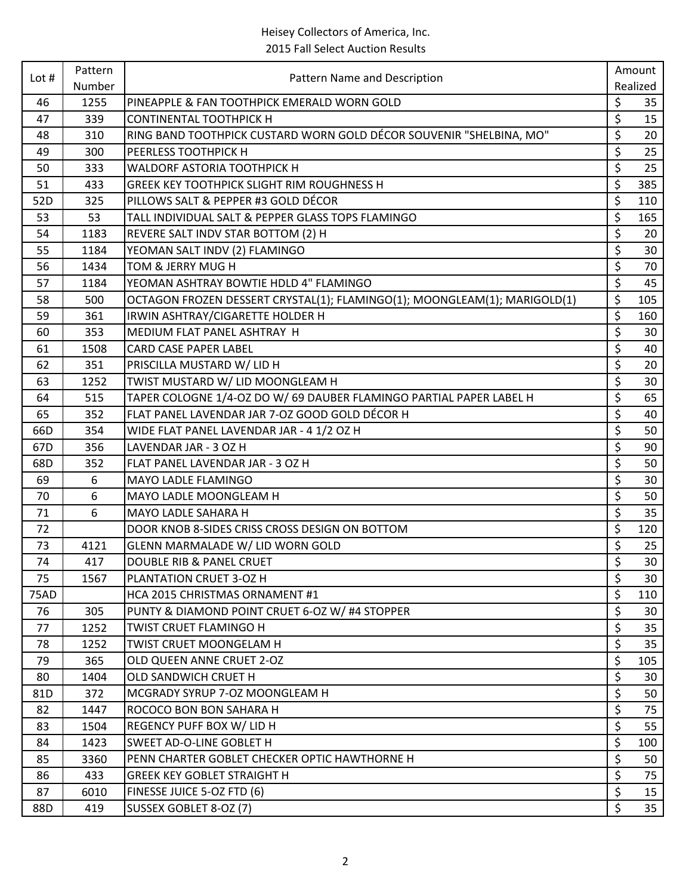Heisey Collectors of America, Inc.
2015 Fall Select Auction Results

| Lot # | Pattern Number | Pattern Name and Description | Amount Realized |
|---|---|---|---|
| 46 | 1255 | PINEAPPLE & FAN TOOTHPICK EMERALD WORN GOLD | $ 35 |
| 47 | 339 | CONTINENTAL TOOTHPICK H | $ 15 |
| 48 | 310 | RING BAND TOOTHPICK CUSTARD WORN GOLD DÉCOR SOUVENIR "SHELBINA, MO" | $ 20 |
| 49 | 300 | PEERLESS TOOTHPICK H | $ 25 |
| 50 | 333 | WALDORF ASTORIA TOOTHPICK H | $ 25 |
| 51 | 433 | GREEK KEY TOOTHPICK SLIGHT RIM ROUGHNESS H | $ 385 |
| 52D | 325 | PILLOWS SALT & PEPPER #3 GOLD DÉCOR | $ 110 |
| 53 | 53 | TALL INDIVIDUAL SALT & PEPPER GLASS TOPS FLAMINGO | $ 165 |
| 54 | 1183 | REVERE SALT INDV STAR BOTTOM (2) H | $ 20 |
| 55 | 1184 | YEOMAN SALT INDV (2) FLAMINGO | $ 30 |
| 56 | 1434 | TOM & JERRY MUG H | $ 70 |
| 57 | 1184 | YEOMAN ASHTRAY BOWTIE HDLD 4" FLAMINGO | $ 45 |
| 58 | 500 | OCTAGON FROZEN DESSERT CRYSTAL(1); FLAMINGO(1); MOONGLEAM(1); MARIGOLD(1) | $ 105 |
| 59 | 361 | IRWIN ASHTRAY/CIGARETTE HOLDER H | $ 160 |
| 60 | 353 | MEDIUM FLAT PANEL ASHTRAY H | $ 30 |
| 61 | 1508 | CARD CASE PAPER LABEL | $ 40 |
| 62 | 351 | PRISCILLA MUSTARD W/ LID H | $ 20 |
| 63 | 1252 | TWIST MUSTARD W/ LID MOONGLEAM H | $ 30 |
| 64 | 515 | TAPER COLOGNE 1/4-OZ DO W/ 69 DAUBER FLAMINGO PARTIAL PAPER LABEL H | $ 65 |
| 65 | 352 | FLAT PANEL LAVENDAR JAR 7-OZ GOOD GOLD DÉCOR H | $ 40 |
| 66D | 354 | WIDE FLAT PANEL LAVENDAR JAR - 4 1/2 OZ H | $ 50 |
| 67D | 356 | LAVENDAR JAR - 3 OZ H | $ 90 |
| 68D | 352 | FLAT PANEL LAVENDAR JAR - 3 OZ H | $ 50 |
| 69 | 6 | MAYO LADLE FLAMINGO | $ 30 |
| 70 | 6 | MAYO LADLE MOONGLEAM H | $ 50 |
| 71 | 6 | MAYO LADLE SAHARA H | $ 35 |
| 72 | | DOOR KNOB 8-SIDES CRISS CROSS DESIGN ON BOTTOM | $ 120 |
| 73 | 4121 | GLENN MARMALADE W/ LID WORN GOLD | $ 25 |
| 74 | 417 | DOUBLE RIB & PANEL CRUET | $ 30 |
| 75 | 1567 | PLANTATION CRUET 3-OZ H | $ 30 |
| 75AD | | HCA 2015 CHRISTMAS ORNAMENT #1 | $ 110 |
| 76 | 305 | PUNTY & DIAMOND POINT CRUET 6-OZ W/ #4 STOPPER | $ 30 |
| 77 | 1252 | TWIST CRUET FLAMINGO H | $ 35 |
| 78 | 1252 | TWIST CRUET MOONGELAM H | $ 35 |
| 79 | 365 | OLD QUEEN ANNE CRUET 2-OZ | $ 105 |
| 80 | 1404 | OLD SANDWICH CRUET H | $ 30 |
| 81D | 372 | MCGRADY SYRUP 7-OZ MOONGLEAM H | $ 50 |
| 82 | 1447 | ROCOCO BON BON SAHARA H | $ 75 |
| 83 | 1504 | REGENCY PUFF BOX W/ LID H | $ 55 |
| 84 | 1423 | SWEET AD-O-LINE GOBLET H | $ 100 |
| 85 | 3360 | PENN CHARTER GOBLET CHECKER OPTIC HAWTHORNE H | $ 50 |
| 86 | 433 | GREEK KEY GOBLET STRAIGHT H | $ 75 |
| 87 | 6010 | FINESSE JUICE 5-OZ FTD (6) | $ 15 |
| 88D | 419 | SUSSEX GOBLET 8-OZ (7) | $ 35 |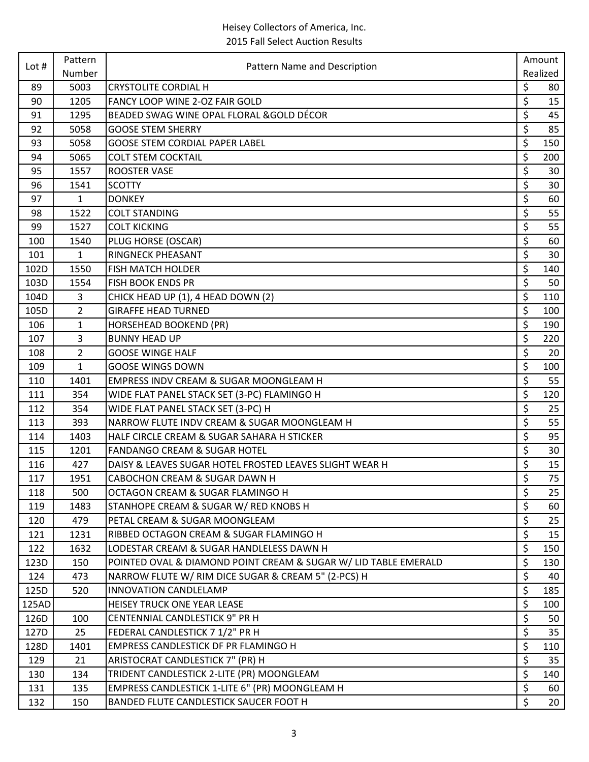Heisey Collectors of America, Inc.
2015 Fall Select Auction Results

| Lot # | Pattern Number | Pattern Name and Description | Amount Realized |
|---|---|---|---|
| 89 | 5003 | CRYSTOLITE CORDIAL H | $ 80 |
| 90 | 1205 | FANCY LOOP WINE 2-OZ FAIR GOLD | $ 15 |
| 91 | 1295 | BEADED SWAG WINE OPAL FLORAL &GOLD DÉCOR | $ 45 |
| 92 | 5058 | GOOSE STEM SHERRY | $ 85 |
| 93 | 5058 | GOOSE STEM CORDIAL PAPER LABEL | $ 150 |
| 94 | 5065 | COLT STEM COCKTAIL | $ 200 |
| 95 | 1557 | ROOSTER VASE | $ 30 |
| 96 | 1541 | SCOTTY | $ 30 |
| 97 | 1 | DONKEY | $ 60 |
| 98 | 1522 | COLT STANDING | $ 55 |
| 99 | 1527 | COLT KICKING | $ 55 |
| 100 | 1540 | PLUG HORSE (OSCAR) | $ 60 |
| 101 | 1 | RINGNECK PHEASANT | $ 30 |
| 102D | 1550 | FISH MATCH HOLDER | $ 140 |
| 103D | 1554 | FISH BOOK ENDS PR | $ 50 |
| 104D | 3 | CHICK HEAD UP (1), 4 HEAD DOWN (2) | $ 110 |
| 105D | 2 | GIRAFFE HEAD TURNED | $ 100 |
| 106 | 1 | HORSEHEAD BOOKEND (PR) | $ 190 |
| 107 | 3 | BUNNY HEAD UP | $ 220 |
| 108 | 2 | GOOSE WINGE HALF | $ 20 |
| 109 | 1 | GOOSE WINGS DOWN | $ 100 |
| 110 | 1401 | EMPRESS INDV CREAM & SUGAR MOONGLEAM H | $ 55 |
| 111 | 354 | WIDE FLAT PANEL STACK SET (3-PC) FLAMINGO H | $ 120 |
| 112 | 354 | WIDE FLAT PANEL STACK SET (3-PC) H | $ 25 |
| 113 | 393 | NARROW FLUTE INDV CREAM & SUGAR MOONGLEAM H | $ 55 |
| 114 | 1403 | HALF CIRCLE CREAM & SUGAR SAHARA H STICKER | $ 95 |
| 115 | 1201 | FANDANGO CREAM & SUGAR HOTEL | $ 30 |
| 116 | 427 | DAISY & LEAVES SUGAR HOTEL FROSTED LEAVES SLIGHT WEAR H | $ 15 |
| 117 | 1951 | CABOCHON CREAM & SUGAR DAWN H | $ 75 |
| 118 | 500 | OCTAGON CREAM & SUGAR FLAMINGO H | $ 25 |
| 119 | 1483 | STANHOPE CREAM & SUGAR W/ RED KNOBS H | $ 60 |
| 120 | 479 | PETAL CREAM & SUGAR MOONGLEAM | $ 25 |
| 121 | 1231 | RIBBED OCTAGON CREAM & SUGAR FLAMINGO H | $ 15 |
| 122 | 1632 | LODESTAR CREAM & SUGAR HANDLELESS DAWN H | $ 150 |
| 123D | 150 | POINTED OVAL & DIAMOND POINT CREAM & SUGAR W/ LID TABLE EMERALD | $ 130 |
| 124 | 473 | NARROW FLUTE W/ RIM DICE SUGAR & CREAM 5" (2-PCS) H | $ 40 |
| 125D | 520 | INNOVATION CANDLELAMP | $ 185 |
| 125AD | | HEISEY TRUCK ONE YEAR LEASE | $ 100 |
| 126D | 100 | CENTENNIAL CANDLESTICK 9" PR H | $ 50 |
| 127D | 25 | FEDERAL CANDLESTICK 7 1/2" PR H | $ 35 |
| 128D | 1401 | EMPRESS CANDLESTICK DF PR FLAMINGO H | $ 110 |
| 129 | 21 | ARISTOCRAT CANDLESTICK 7" (PR) H | $ 35 |
| 130 | 134 | TRIDENT CANDLESTICK 2-LITE (PR) MOONGLEAM | $ 140 |
| 131 | 135 | EMPRESS CANDLESTICK 1-LITE 6" (PR) MOONGLEAM H | $ 60 |
| 132 | 150 | BANDED FLUTE CANDLESTICK SAUCER FOOT H | $ 20 |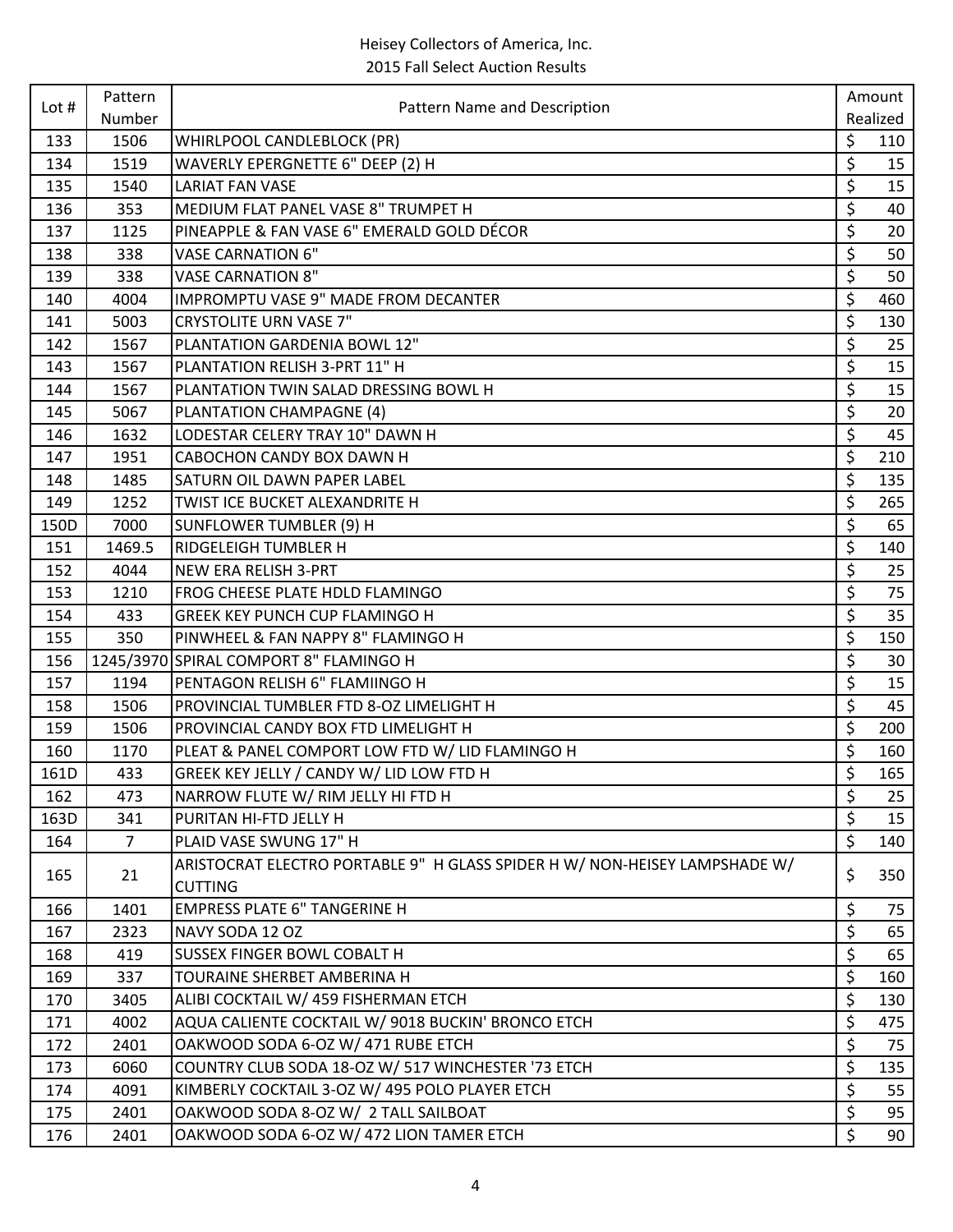Heisey Collectors of America, Inc.
2015 Fall Select Auction Results

| Lot # | Pattern Number | Pattern Name and Description | Amount Realized |
|---|---|---|---|
| 133 | 1506 | WHIRLPOOL CANDLEBLOCK (PR) | $ 110 |
| 134 | 1519 | WAVERLY EPERGNETTE 6" DEEP (2) H | $ 15 |
| 135 | 1540 | LARIAT FAN VASE | $ 15 |
| 136 | 353 | MEDIUM FLAT PANEL VASE 8" TRUMPET H | $ 40 |
| 137 | 1125 | PINEAPPLE & FAN VASE 6" EMERALD GOLD DÉCOR | $ 20 |
| 138 | 338 | VASE CARNATION 6" | $ 50 |
| 139 | 338 | VASE CARNATION 8" | $ 50 |
| 140 | 4004 | IMPROMPTU VASE 9" MADE FROM DECANTER | $ 460 |
| 141 | 5003 | CRYSTOLITE URN VASE 7" | $ 130 |
| 142 | 1567 | PLANTATION GARDENIA BOWL 12" | $ 25 |
| 143 | 1567 | PLANTATION RELISH 3-PRT 11" H | $ 15 |
| 144 | 1567 | PLANTATION TWIN SALAD DRESSING BOWL H | $ 15 |
| 145 | 5067 | PLANTATION CHAMPAGNE (4) | $ 20 |
| 146 | 1632 | LODESTAR CELERY TRAY 10" DAWN H | $ 45 |
| 147 | 1951 | CABOCHON CANDY BOX DAWN H | $ 210 |
| 148 | 1485 | SATURN OIL DAWN PAPER LABEL | $ 135 |
| 149 | 1252 | TWIST ICE BUCKET ALEXANDRITE H | $ 265 |
| 150D | 7000 | SUNFLOWER TUMBLER (9) H | $ 65 |
| 151 | 1469.5 | RIDGELEIGH TUMBLER H | $ 140 |
| 152 | 4044 | NEW ERA RELISH 3-PRT | $ 25 |
| 153 | 1210 | FROG CHEESE PLATE HDLD FLAMINGO | $ 75 |
| 154 | 433 | GREEK KEY PUNCH CUP FLAMINGO H | $ 35 |
| 155 | 350 | PINWHEEL & FAN NAPPY 8" FLAMINGO H | $ 150 |
| 156 | 1245/3970 | SPIRAL COMPORT 8" FLAMINGO H | $ 30 |
| 157 | 1194 | PENTAGON RELISH 6" FLAMIINGO H | $ 15 |
| 158 | 1506 | PROVINCIAL TUMBLER FTD 8-OZ LIMELIGHT H | $ 45 |
| 159 | 1506 | PROVINCIAL CANDY BOX FTD LIMELIGHT H | $ 200 |
| 160 | 1170 | PLEAT & PANEL COMPORT LOW FTD W/ LID FLAMINGO H | $ 160 |
| 161D | 433 | GREEK KEY JELLY / CANDY W/ LID LOW FTD H | $ 165 |
| 162 | 473 | NARROW FLUTE W/ RIM JELLY HI FTD H | $ 25 |
| 163D | 341 | PURITAN HI-FTD JELLY H | $ 15 |
| 164 | 7 | PLAID VASE SWUNG 17" H | $ 140 |
| 165 | 21 | ARISTOCRAT ELECTRO PORTABLE 9" H GLASS SPIDER H W/ NON-HEISEY LAMPSHADE W/ CUTTING | $ 350 |
| 166 | 1401 | EMPRESS PLATE 6" TANGERINE H | $ 75 |
| 167 | 2323 | NAVY SODA 12 OZ | $ 65 |
| 168 | 419 | SUSSEX FINGER BOWL COBALT H | $ 65 |
| 169 | 337 | TOURAINE SHERBET AMBERINA H | $ 160 |
| 170 | 3405 | ALIBI COCKTAIL W/ 459 FISHERMAN ETCH | $ 130 |
| 171 | 4002 | AQUA CALIENTE COCKTAIL W/ 9018 BUCKIN' BRONCO ETCH | $ 475 |
| 172 | 2401 | OAKWOOD SODA 6-OZ W/ 471 RUBE ETCH | $ 75 |
| 173 | 6060 | COUNTRY CLUB SODA 18-OZ W/ 517 WINCHESTER '73 ETCH | $ 135 |
| 174 | 4091 | KIMBERLY COCKTAIL 3-OZ W/ 495 POLO PLAYER ETCH | $ 55 |
| 175 | 2401 | OAKWOOD SODA 8-OZ W/ 2 TALL SAILBOAT | $ 95 |
| 176 | 2401 | OAKWOOD SODA 6-OZ W/ 472 LION TAMER ETCH | $ 90 |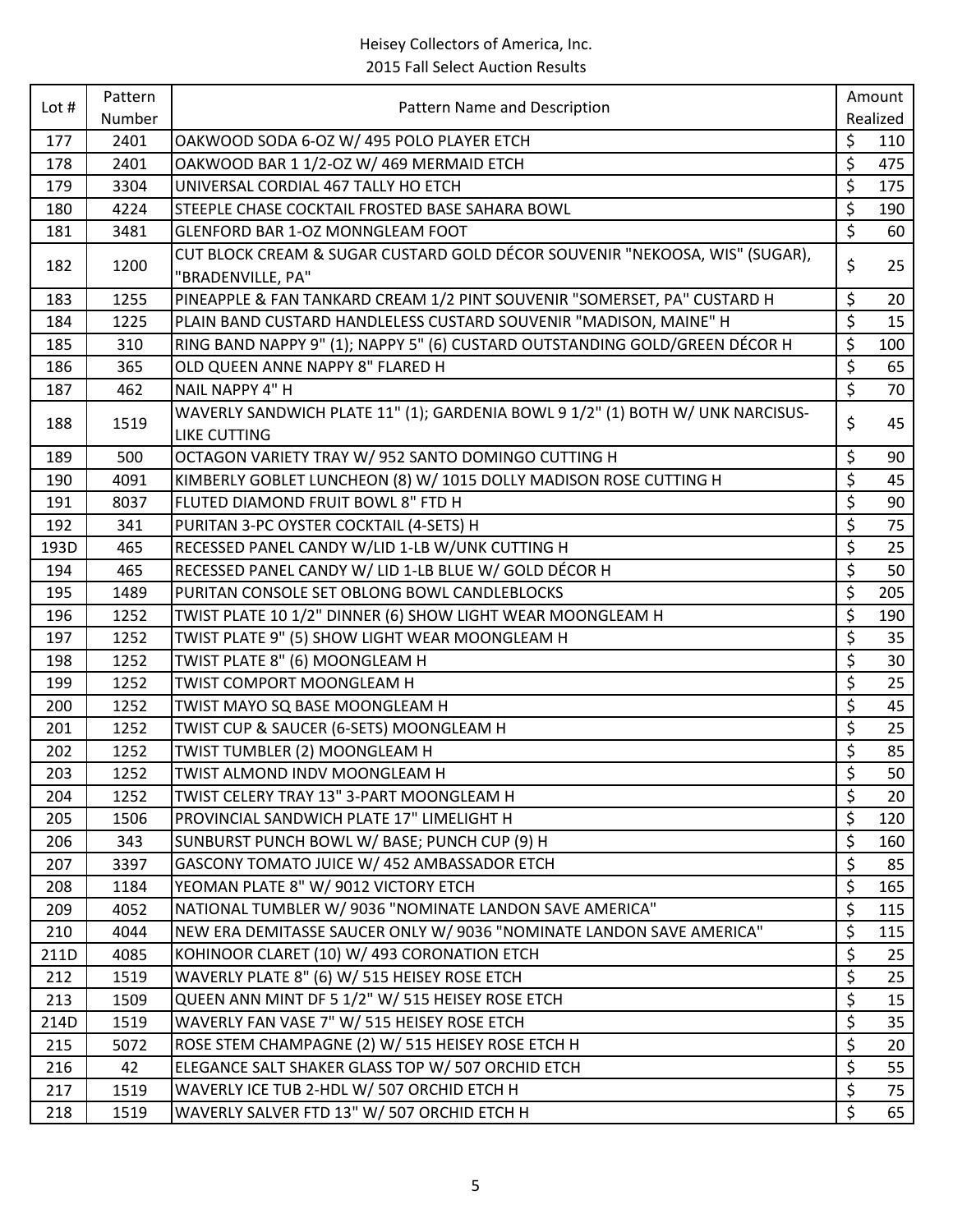Heisey Collectors of America, Inc.
2015 Fall Select Auction Results

| Lot # | Pattern Number | Pattern Name and Description | Amount Realized |
|---|---|---|---|
| 177 | 2401 | OAKWOOD SODA 6-OZ W/ 495 POLO PLAYER ETCH | $ 110 |
| 178 | 2401 | OAKWOOD BAR 1 1/2-OZ W/ 469 MERMAID ETCH | $ 475 |
| 179 | 3304 | UNIVERSAL CORDIAL 467 TALLY HO ETCH | $ 175 |
| 180 | 4224 | STEEPLE CHASE COCKTAIL FROSTED BASE SAHARA BOWL | $ 190 |
| 181 | 3481 | GLENFORD BAR 1-OZ MONNGLEAM FOOT | $ 60 |
| 182 | 1200 | CUT BLOCK CREAM & SUGAR CUSTARD GOLD DÉCOR SOUVENIR "NEKOOSA, WIS" (SUGAR), "BRADENVILLE, PA" | $ 25 |
| 183 | 1255 | PINEAPPLE & FAN TANKARD CREAM 1/2 PINT SOUVENIR "SOMERSET, PA" CUSTARD H | $ 20 |
| 184 | 1225 | PLAIN BAND CUSTARD HANDLELESS CUSTARD SOUVENIR "MADISON, MAINE" H | $ 15 |
| 185 | 310 | RING BAND NAPPY 9" (1); NAPPY 5" (6) CUSTARD OUTSTANDING GOLD/GREEN DÉCOR H | $ 100 |
| 186 | 365 | OLD QUEEN ANNE NAPPY 8" FLARED H | $ 65 |
| 187 | 462 | NAIL NAPPY 4" H | $ 70 |
| 188 | 1519 | WAVERLY SANDWICH PLATE 11" (1); GARDENIA BOWL 9 1/2" (1) BOTH W/ UNK NARCISSUS-LIKE CUTTING | $ 45 |
| 189 | 500 | OCTAGON VARIETY TRAY W/ 952 SANTO DOMINGO CUTTING H | $ 90 |
| 190 | 4091 | KIMBERLY GOBLET LUNCHEON (8) W/ 1015 DOLLY MADISON ROSE CUTTING H | $ 45 |
| 191 | 8037 | FLUTED DIAMOND FRUIT BOWL 8" FTD H | $ 90 |
| 192 | 341 | PURITAN 3-PC OYSTER COCKTAIL (4-SETS) H | $ 75 |
| 193D | 465 | RECESSED PANEL CANDY W/LID 1-LB W/UNK CUTTING H | $ 25 |
| 194 | 465 | RECESSED PANEL CANDY W/ LID 1-LB BLUE W/ GOLD DÉCOR H | $ 50 |
| 195 | 1489 | PURITAN CONSOLE SET OBLONG BOWL CANDLEBLOCKS | $ 205 |
| 196 | 1252 | TWIST PLATE 10 1/2" DINNER (6) SHOW LIGHT WEAR MOONGLEAM H | $ 190 |
| 197 | 1252 | TWIST PLATE 9" (5) SHOW LIGHT WEAR MOONGLEAM H | $ 35 |
| 198 | 1252 | TWIST PLATE 8" (6) MOONGLEAM H | $ 30 |
| 199 | 1252 | TWIST COMPORT MOONGLEAM H | $ 25 |
| 200 | 1252 | TWIST MAYO SQ BASE MOONGLEAM H | $ 45 |
| 201 | 1252 | TWIST CUP & SAUCER (6-SETS) MOONGLEAM H | $ 25 |
| 202 | 1252 | TWIST TUMBLER (2) MOONGLEAM H | $ 85 |
| 203 | 1252 | TWIST ALMOND INDV MOONGLEAM H | $ 50 |
| 204 | 1252 | TWIST CELERY TRAY 13" 3-PART MOONGLEAM H | $ 20 |
| 205 | 1506 | PROVINCIAL SANDWICH PLATE 17" LIMELIGHT H | $ 120 |
| 206 | 343 | SUNBURST PUNCH BOWL W/ BASE; PUNCH CUP (9) H | $ 160 |
| 207 | 3397 | GASCONY TOMATO JUICE W/ 452 AMBASSADOR ETCH | $ 85 |
| 208 | 1184 | YEOMAN PLATE 8" W/ 9012 VICTORY ETCH | $ 165 |
| 209 | 4052 | NATIONAL TUMBLER W/ 9036 "NOMINATE LANDON SAVE AMERICA" | $ 115 |
| 210 | 4044 | NEW ERA DEMITASSE SAUCER ONLY W/ 9036 "NOMINATE LANDON SAVE AMERICA" | $ 115 |
| 211D | 4085 | KOHINOOR CLARET (10) W/ 493 CORONATION ETCH | $ 25 |
| 212 | 1519 | WAVERLY PLATE 8" (6) W/ 515 HEISEY ROSE ETCH | $ 25 |
| 213 | 1509 | QUEEN ANN MINT DF 5 1/2" W/ 515 HEISEY ROSE ETCH | $ 15 |
| 214D | 1519 | WAVERLY FAN VASE 7" W/ 515 HEISEY ROSE ETCH | $ 35 |
| 215 | 5072 | ROSE STEM CHAMPAGNE (2) W/ 515 HEISEY ROSE ETCH H | $ 20 |
| 216 | 42 | ELEGANCE SALT SHAKER GLASS TOP W/ 507 ORCHID ETCH | $ 55 |
| 217 | 1519 | WAVERLY ICE TUB 2-HDL W/ 507 ORCHID ETCH H | $ 75 |
| 218 | 1519 | WAVERLY SALVER FTD 13" W/ 507 ORCHID ETCH H | $ 65 |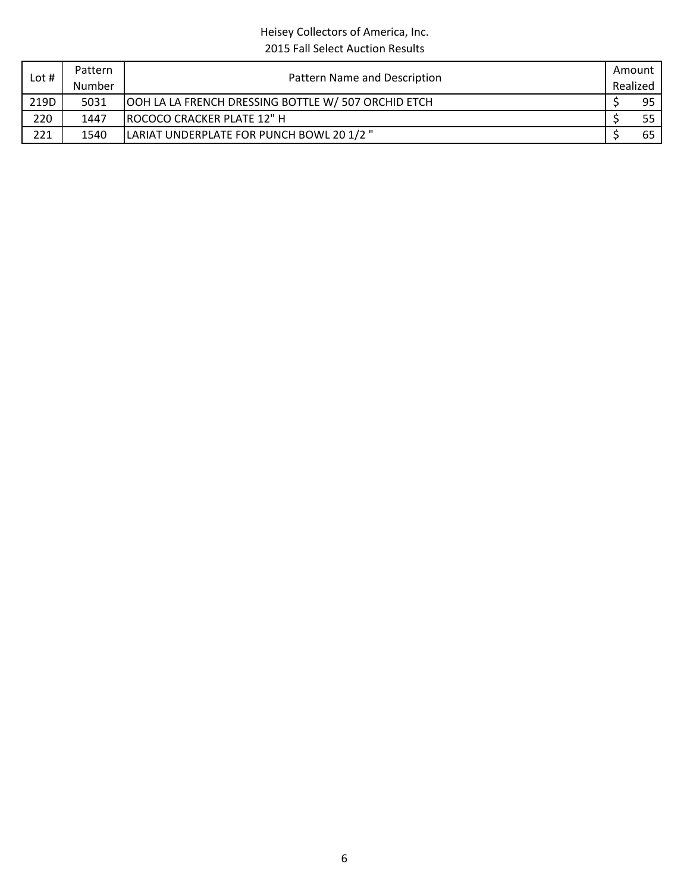Heisey Collectors of America, Inc.
2015 Fall Select Auction Results

| Lot # | Pattern Number | Pattern Name and Description | Amount Realized |
|---|---|---|---|
| 219D | 5031 | OOH LA LA FRENCH DRESSING BOTTLE W/ 507 ORCHID ETCH | $ 95 |
| 220 | 1447 | ROCOCO CRACKER PLATE 12" H | $ 55 |
| 221 | 1540 | LARIAT UNDERPLATE FOR PUNCH BOWL 20 1/2 " | $ 65 |